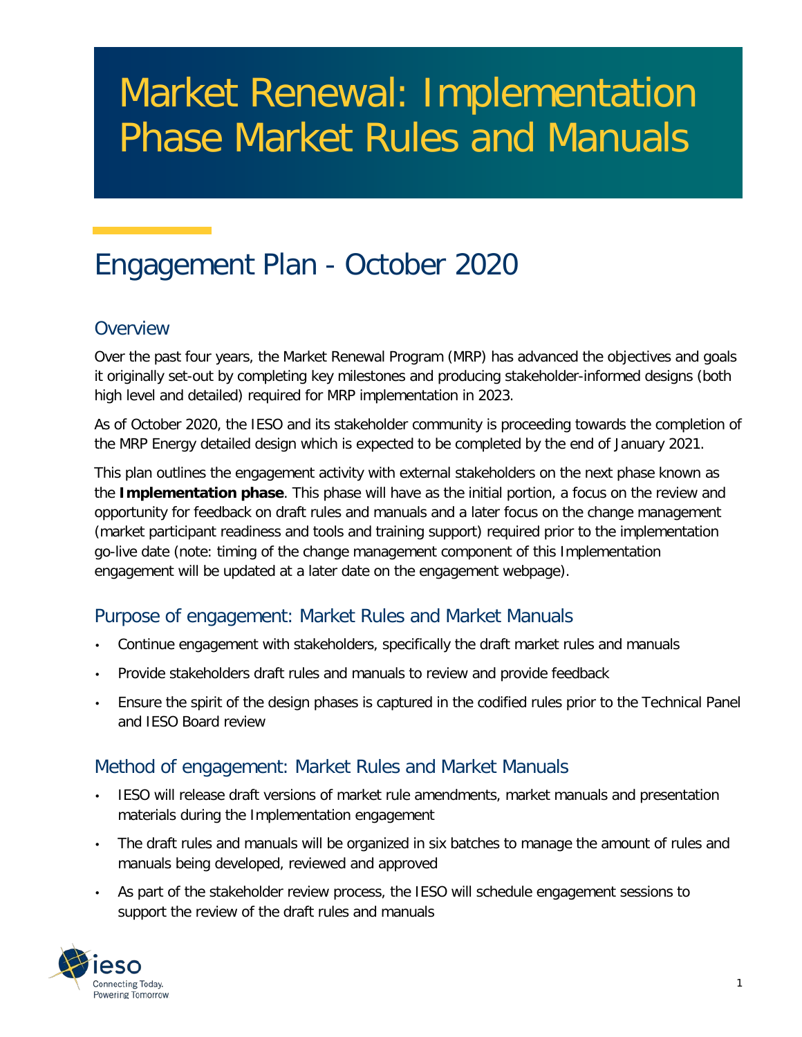# Market Renewal: Implementation Phase Market Rules and Manuals

## Engagement Plan - October 2020

### Overview

Over the past four years, the Market Renewal Program (MRP) has advanced the objectives and goals it originally set-out by completing key milestones and producing stakeholder-informed designs (both high level and detailed) required for MRP implementation in 2023.

As of October 2020, the IESO and its stakeholder community is proceeding towards the completion of the MRP Energy detailed design which is expected to be completed by the end of January 2021.

This plan outlines the engagement activity with external stakeholders on the next phase known as the **Implementation phase**. This phase will have as the initial portion, a focus on the review and opportunity for feedback on draft rules and manuals and a later focus on the change management (market participant readiness and tools and training support) required prior to the implementation go-live date (note: timing of the change management component of this Implementation engagement will be updated at a later date on the engagement webpage).

### Purpose of engagement: Market Rules and Market Manuals

- Continue engagement with stakeholders, specifically the draft market rules and manuals
- Provide stakeholders draft rules and manuals to review and provide feedback
- Ensure the spirit of the design phases is captured in the codified rules prior to the Technical Panel and IESO Board review

### Method of engagement: Market Rules and Market Manuals

- IESO will release draft versions of market rule amendments, market manuals and presentation materials during the Implementation engagement
- The draft rules and manuals will be organized in six batches to manage the amount of rules and manuals being developed, reviewed and approved
- As part of the stakeholder review process, the IESO will schedule engagement sessions to support the review of the draft rules and manuals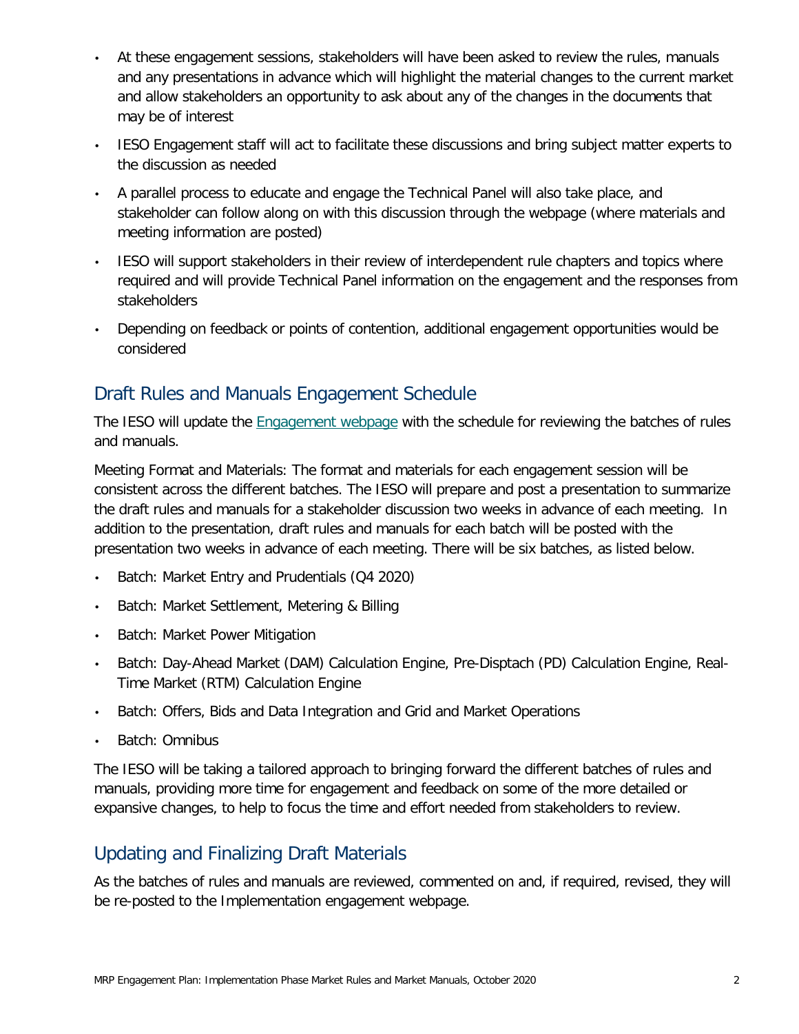- At these engagement sessions, stakeholders will have been asked to review the rules, manuals and any presentations in advance which will highlight the material changes to the current market and allow stakeholders an opportunity to ask about any of the changes in the documents that may be of interest
- IESO Engagement staff will act to facilitate these discussions and bring subject matter experts to the discussion as needed
- A parallel process to educate and engage the Technical Panel will also take place, and stakeholder can follow along on with this discussion through the webpage (where materials and meeting information are posted)
- IESO will support stakeholders in their review of interdependent rule chapters and topics where required and will provide Technical Panel information on the engagement and the responses from stakeholders
- Depending on feedback or points of contention, additional engagement opportunities would be considered

## Draft Rules and Manuals Engagement Schedule

The IESO will update the Engagement webpage with the schedule for reviewing the batches of rules and manuals.

Meeting Format and Materials: The format and materials for each engagement session will be consistent across the different batches. The IESO will prepare and post a presentation to summarize the draft rules and manuals for a stakeholder discussion two weeks in advance of each meeting. In addition to the presentation, draft rules and manuals for each batch will be posted with the presentation two weeks in advance of each meeting. There will be six batches, as listed below.

- Batch: Market Entry and Prudentials (Q4 2020)
- Batch: Market Settlement, Metering & Billing
- Batch: Market Power Mitigation
- Batch: Day-Ahead Market (DAM) Calculation Engine, Pre-Disptach (PD) Calculation Engine, Real-Time Market (RTM) Calculation Engine
- Batch: Offers, Bids and Data Integration and Grid and Market Operations
- Batch: Omnibus

The IESO will be taking a tailored approach to bringing forward the different batches of rules and manuals, providing more time for engagement and feedback on some of the more detailed or expansive changes, to help to focus the time and effort needed from stakeholders to review.

## Updating and Finalizing Draft Materials

As the batches of rules and manuals are reviewed, commented on and, if required, revised, they will be re-posted to the Implementation engagement webpage.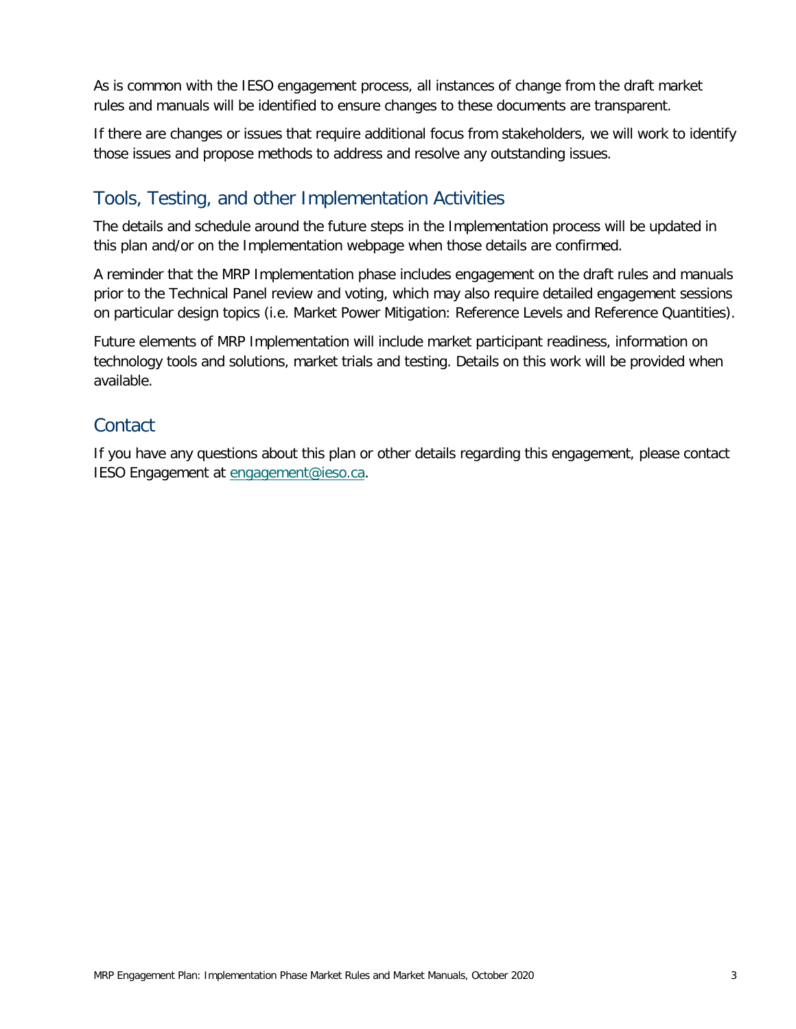As is common with the IESO engagement process, all instances of change from the draft market rules and manuals will be identified to ensure changes to these documents are transparent.

If there are changes or issues that require additional focus from stakeholders, we will work to identify those issues and propose methods to address and resolve any outstanding issues.

## Tools, Testing, and other Implementation Activities

The details and schedule around the future steps in the Implementation process will be updated in this plan and/or on the Implementation webpage when those details are confirmed.

A reminder that the MRP Implementation phase includes engagement on the draft rules and manuals prior to the Technical Panel review and voting, which may also require detailed engagement sessions on particular design topics (i.e. Market Power Mitigation: Reference Levels and Reference Quantities).

Future elements of MRP Implementation will include market participant readiness, information on technology tools and solutions, market trials and testing. Details on this work will be provided when available.

## Contact

If you have any questions about this plan or other details regarding this engagement, please contact IESO Engagement at [engagement@ieso.ca](mailto:engagement@ieso.ca).